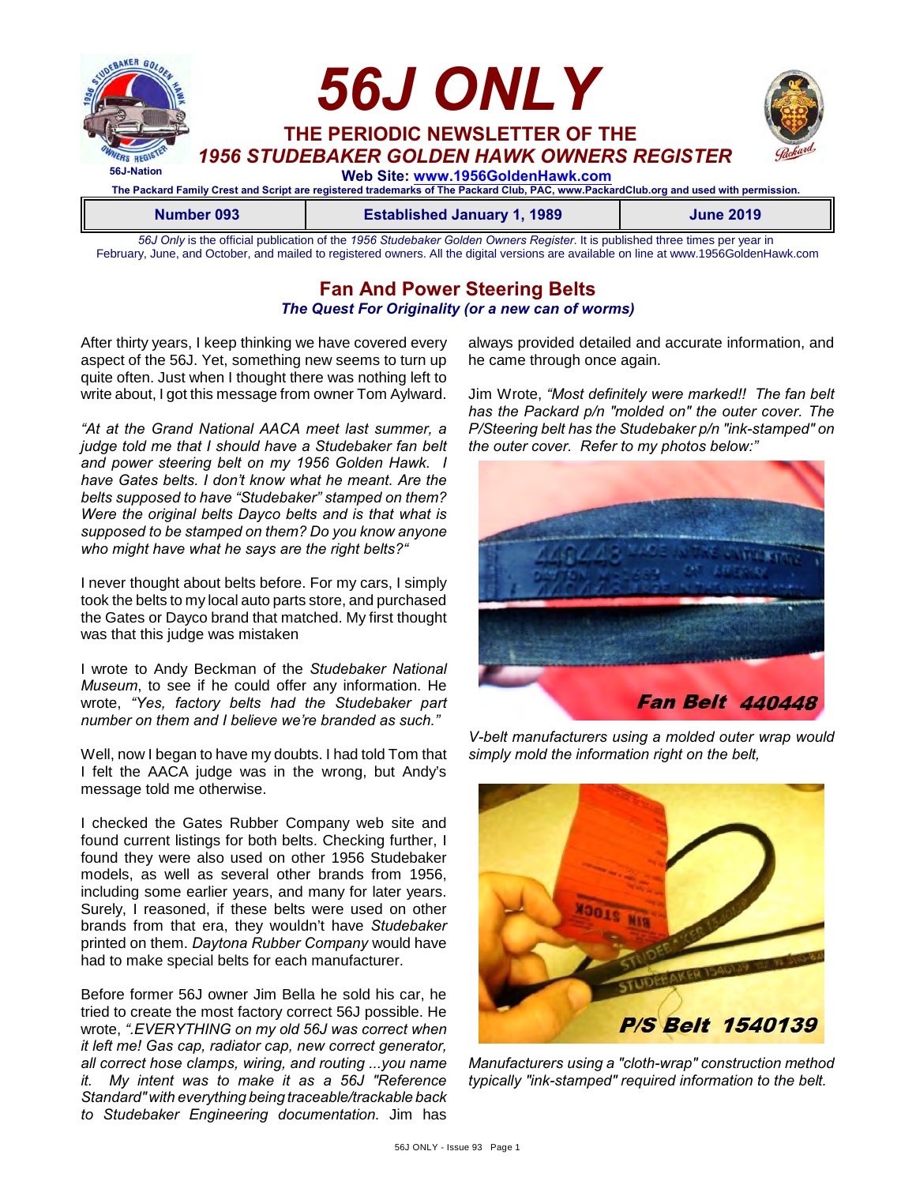# 56J ONLY

## THE PERIODIC NEWSLETTER OF THE
## *1956 STUDEBAKER GOLDEN HAWK OWNERS REGISTER*

56J-Nation

**Web Site: www.1956GoldenHawk.com**

**The Packard Family Crest and Script are registered trademarks of The Packard Club, PAC, www.PackardClub.org and used with permission.**

| Number 093 | Established January 1, 1989 | June 2019 |
|---|---|---|

*56J Only* is the official publication of the *1956 Studebaker Golden Owners Register*. It is published three times per year in February, June, and October, and mailed to registered owners. All the digital versions are available on line at www.1956GoldenHawk.com

## Fan And Power Steering Belts
### *The Quest For Originality (or a new can of worms)*

After thirty years, I keep thinking we have covered every aspect of the 56J. Yet, something new seems to turn up quite often. Just when I thought there was nothing left to write about, I got this message from owner Tom Aylward.

*"At at the Grand National AACA meet last summer, a judge told me that I should have a Studebaker fan belt and power steering belt on my 1956 Golden Hawk. I have Gates belts. I don't know what he meant. Are the belts supposed to have "Studebaker" stamped on them? Were the original belts Dayco belts and is that what is supposed to be stamped on them? Do you know anyone who might have what he says are the right belts?"*

I never thought about belts before. For my cars, I simply took the belts to my local auto parts store, and purchased the Gates or Dayco brand that matched. My first thought was that this judge was mistaken

I wrote to Andy Beckman of the *Studebaker National Museum*, to see if he could offer any information. He wrote, *"Yes, factory belts had the Studebaker part number on them and I believe we're branded as such."*

Well, now I began to have my doubts. I had told Tom that I felt the AACA judge was in the wrong, but Andy's message told me otherwise.

I checked the Gates Rubber Company web site and found current listings for both belts. Checking further, I found they were also used on other 1956 Studebaker models, as well as several other brands from 1956, including some earlier years, and many for later years. Surely, I reasoned, if these belts were used on other brands from that era, they wouldn't have *Studebaker* printed on them. *Daytona Rubber Company* would have had to make special belts for each manufacturer.

Before former 56J owner Jim Bella he sold his car, he tried to create the most factory correct 56J possible. He wrote, *".EVERYTHING on my old 56J was correct when it left me! Gas cap, radiator cap, new correct generator, all correct hose clamps, wiring, and routing ...you name it. My intent was to make it as a 56J "Reference Standard" with everything being traceable/trackable back to Studebaker Engineering documentation.* Jim has always provided detailed and accurate information, and he came through once again.

Jim Wrote, *"Most definitely were marked!! The fan belt has the Packard p/n "molded on" the outer cover. The P/Steering belt has the Studebaker p/n "ink-stamped" on the outer cover. Refer to my photos below:"*

Fan Belt 440448

*V-belt manufacturers using a molded outer wrap would simply mold the information right on the belt,*

P/S Belt 1540139

*Manufacturers using a "cloth-wrap" construction method typically "ink-stamped" required information to the belt.*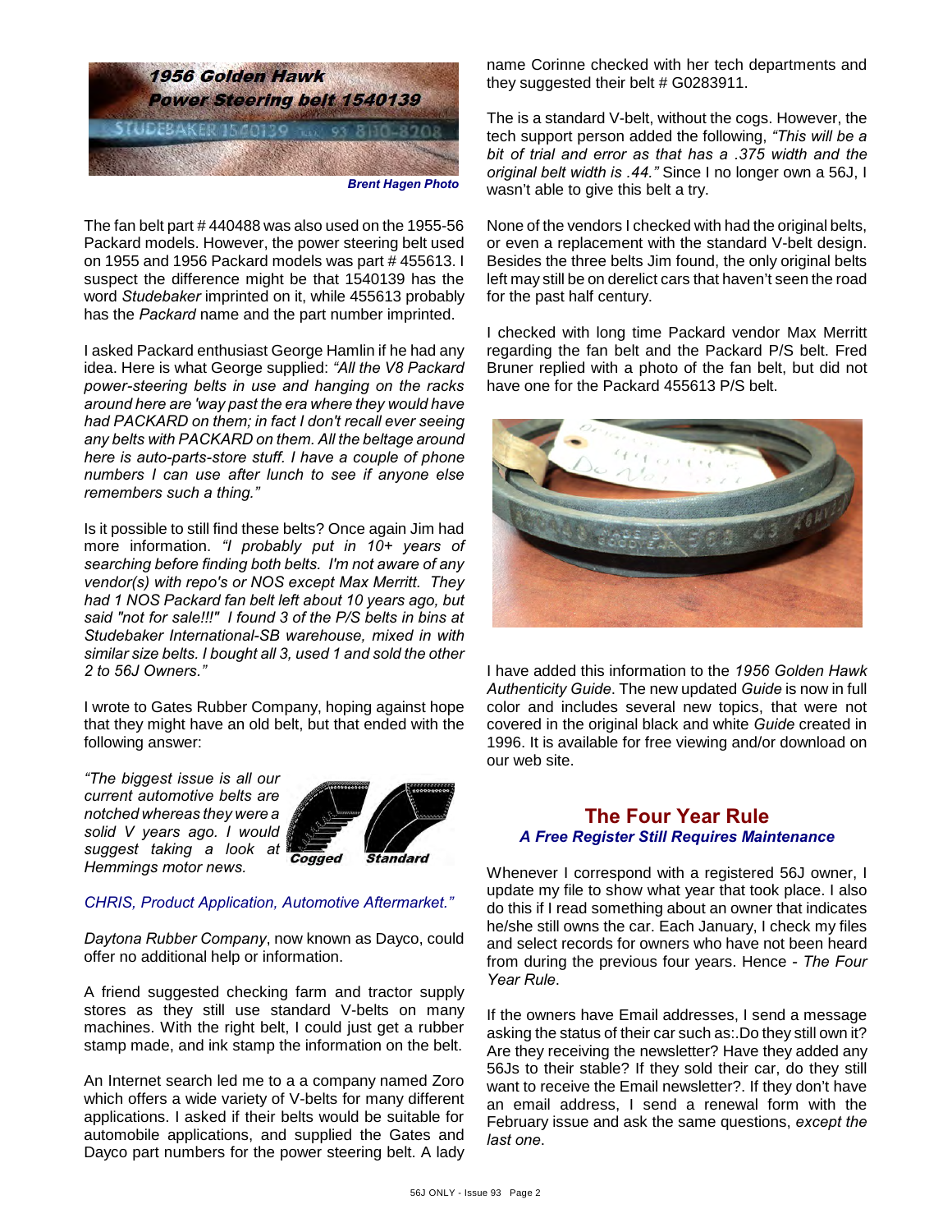*Brent Hagen Photo*

The fan belt part # 440488 was also used on the 1955-56 Packard models. However, the power steering belt used on 1955 and 1956 Packard models was part # 455613. I suspect the difference might be that 1540139 has the word *Studebaker* imprinted on it, while 455613 probably has the *Packard* name and the part number imprinted.

I asked Packard enthusiast George Hamlin if he had any idea. Here is what George supplied: *"All the V8 Packard power-steering belts in use and hanging on the racks around here are 'way past the era where they would have had PACKARD on them; in fact I don't recall ever seeing any belts with PACKARD on them. All the beltage around here is auto-parts-store stuff. I have a couple of phone numbers I can use after lunch to see if anyone else remembers such a thing."*

Is it possible to still find these belts? Once again Jim had more information. *"I probably put in 10+ years of searching before finding both belts. I'm not aware of any vendor(s) with repo's or NOS except Max Merritt. They had 1 NOS Packard fan belt left about 10 years ago, but said "not for sale!!!" I found 3 of the P/S belts in bins at Studebaker International-SB warehouse, mixed in with similar size belts. I bought all 3, used 1 and sold the other 2 to 56J Owners."*

I wrote to Gates Rubber Company, hoping against hope that they might have an old belt, but that ended with the following answer:

*"The biggest issue is all our current automotive belts are notched whereas they were a solid V years ago. I would suggest taking a look at Hemmings motor news.*

*CHRIS, Product Application, Automotive Aftermarket."*

*Daytona Rubber Company*, now known as Dayco, could offer no additional help or information.

A friend suggested checking farm and tractor supply stores as they still use standard V-belts on many machines. With the right belt, I could just get a rubber stamp made, and ink stamp the information on the belt.

An Internet search led me to a a company named Zoro which offers a wide variety of V-belts for many different applications. I asked if their belts would be suitable for automobile applications, and supplied the Gates and Dayco part numbers for the power steering belt. A lady name Corinne checked with her tech departments and they suggested their belt # G0283911.

The is a standard V-belt, without the cogs. However, the tech support person added the following, *"This will be a bit of trial and error as that has a .375 width and the original belt width is .44."* Since I no longer own a 56J, I wasn't able to give this belt a try.

None of the vendors I checked with had the original belts, or even a replacement with the standard V-belt design. Besides the three belts Jim found, the only original belts left may still be on derelict cars that haven't seen the road for the past half century.

I checked with long time Packard vendor Max Merritt regarding the fan belt and the Packard P/S belt. Fred Bruner replied with a photo of the fan belt, but did not have one for the Packard 455613 P/S belt.

I have added this information to the *1956 Golden Hawk Authenticity Guide*. The new updated *Guide* is now in full color and includes several new topics, that were not covered in the original black and white *Guide* created in 1996. It is available for free viewing and/or download on our web site.

## The Four Year Rule

***A Free Register Still Requires Maintenance***

Whenever I correspond with a registered 56J owner, I update my file to show what year that took place. I also do this if I read something about an owner that indicates he/she still owns the car. Each January, I check my files and select records for owners who have not been heard from during the previous four years. Hence - *The Four Year Rule*.

If the owners have Email addresses, I send a message asking the status of their car such as:.Do they still own it? Are they receiving the newsletter? Have they added any 56Js to their stable? If they sold their car, do they still want to receive the Email newsletter?. If they don't have an email address, I send a renewal form with the February issue and ask the same questions, *except the last one*.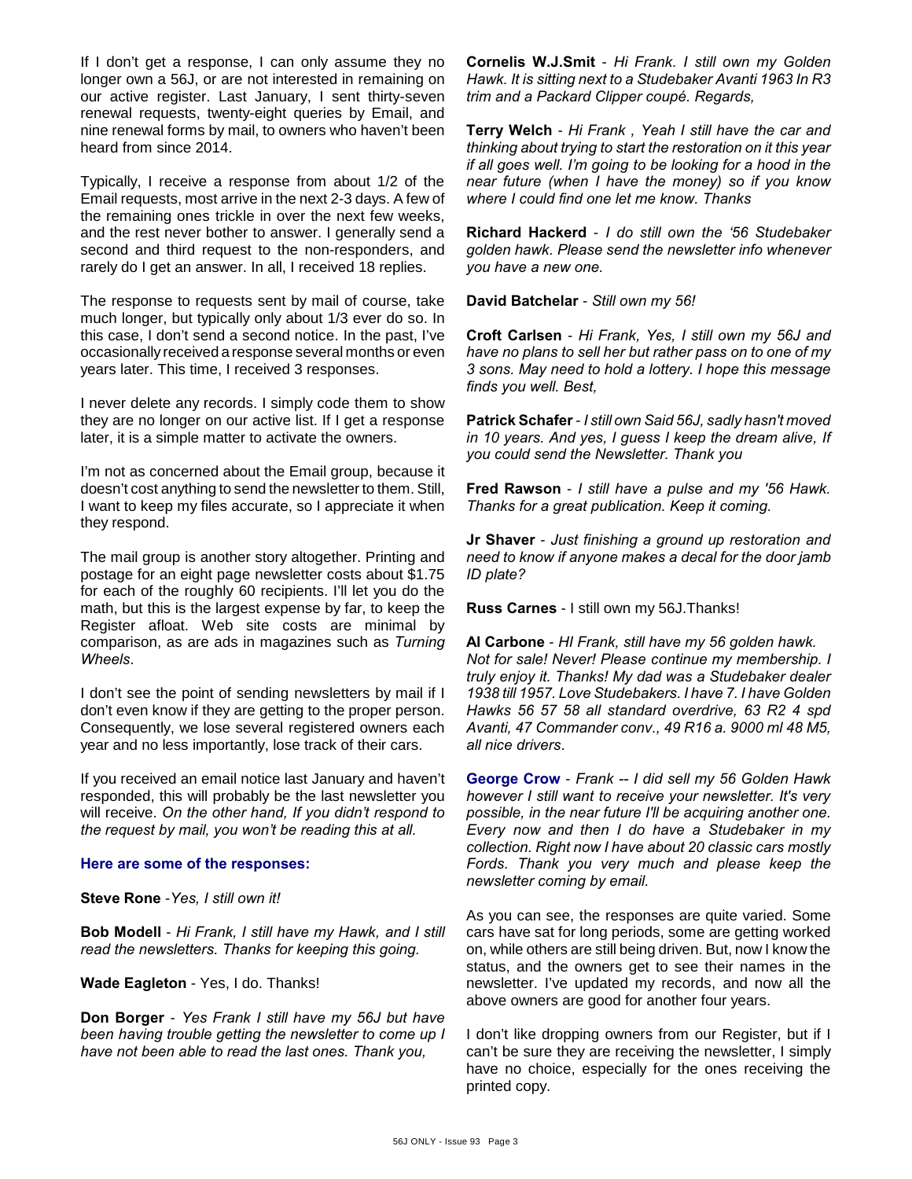If I don't get a response, I can only assume they no longer own a 56J, or are not interested in remaining on our active register. Last January, I sent thirty-seven renewal requests, twenty-eight queries by Email, and nine renewal forms by mail, to owners who haven't been heard from since 2014.

Typically, I receive a response from about 1/2 of the Email requests, most arrive in the next 2-3 days. A few of the remaining ones trickle in over the next few weeks, and the rest never bother to answer. I generally send a second and third request to the non-responders, and rarely do I get an answer. In all, I received 18 replies.

The response to requests sent by mail of course, take much longer, but typically only about 1/3 ever do so. In this case, I don't send a second notice. In the past, I've occasionally received a response several months or even years later. This time, I received 3 responses.

I never delete any records. I simply code them to show they are no longer on our active list. If I get a response later, it is a simple matter to activate the owners.

I'm not as concerned about the Email group, because it doesn't cost anything to send the newsletter to them. Still, I want to keep my files accurate, so I appreciate it when they respond.

The mail group is another story altogether. Printing and postage for an eight page newsletter costs about $1.75 for each of the roughly 60 recipients. I'll let you do the math, but this is the largest expense by far, to keep the Register afloat. Web site costs are minimal by comparison, as are ads in magazines such as *Turning Wheels*.

I don't see the point of sending newsletters by mail if I don't even know if they are getting to the proper person. Consequently, we lose several registered owners each year and no less importantly, lose track of their cars.

If you received an email notice last January and haven't responded, this will probably be the last newsletter you will receive. *On the other hand, If you didn't respond to the request by mail, you won't be reading this at all.*

### Here are some of the responses:

**Steve Rone** -*Yes, I still own it!*

**Bob Modell** - *Hi Frank, I still have my Hawk, and I still read the newsletters. Thanks for keeping this going.*

**Wade Eagleton** - Yes, I do. Thanks!

**Don Borger** - *Yes Frank I still have my 56J but have been having trouble getting the newsletter to come up I have not been able to read the last ones. Thank you,*

**Cornelis W.J.Smit** - *Hi Frank. I still own my Golden Hawk. It is sitting next to a Studebaker Avanti 1963 In R3 trim and a Packard Clipper coupé. Regards,*

**Terry Welch** - *Hi Frank , Yeah I still have the car and thinking about trying to start the restoration on it this year if all goes well. I'm going to be looking for a hood in the near future (when I have the money) so if you know where I could find one let me know. Thanks*

**Richard Hackerd** - *I do still own the '56 Studebaker golden hawk. Please send the newsletter info whenever you have a new one.*

**David Batchelar** - *Still own my 56!*

**Croft Carlsen** - *Hi Frank, Yes, I still own my 56J and have no plans to sell her but rather pass on to one of my 3 sons. May need to hold a lottery. I hope this message finds you well. Best,*

**Patrick Schafer** - *I still own Said 56J, sadly hasn't moved in 10 years. And yes, I guess I keep the dream alive, If you could send the Newsletter. Thank you*

**Fred Rawson** - *I still have a pulse and my '56 Hawk. Thanks for a great publication. Keep it coming.*

**Jr Shaver** - *Just finishing a ground up restoration and need to know if anyone makes a decal for the door jamb ID plate?*

**Russ Carnes** - I still own my 56J.Thanks!

**Al Carbone** - *HI Frank, still have my 56 golden hawk. Not for sale! Never! Please continue my membership. I truly enjoy it. Thanks! My dad was a Studebaker dealer 1938 till 1957. Love Studebakers. I have 7. I have Golden Hawks 56 57 58 all standard overdrive, 63 R2 4 spd Avanti, 47 Commander conv., 49 R16 a. 9000 ml 48 M5, all nice drivers*.

**George Crow** - *Frank -- I did sell my 56 Golden Hawk however I still want to receive your newsletter. It's very possible, in the near future I'll be acquiring another one. Every now and then I do have a Studebaker in my collection. Right now I have about 20 classic cars mostly Fords. Thank you very much and please keep the newsletter coming by email.*

As you can see, the responses are quite varied. Some cars have sat for long periods, some are getting worked on, while others are still being driven. But, now I know the status, and the owners get to see their names in the newsletter. I've updated my records, and now all the above owners are good for another four years.

I don't like dropping owners from our Register, but if I can't be sure they are receiving the newsletter, I simply have no choice, especially for the ones receiving the printed copy.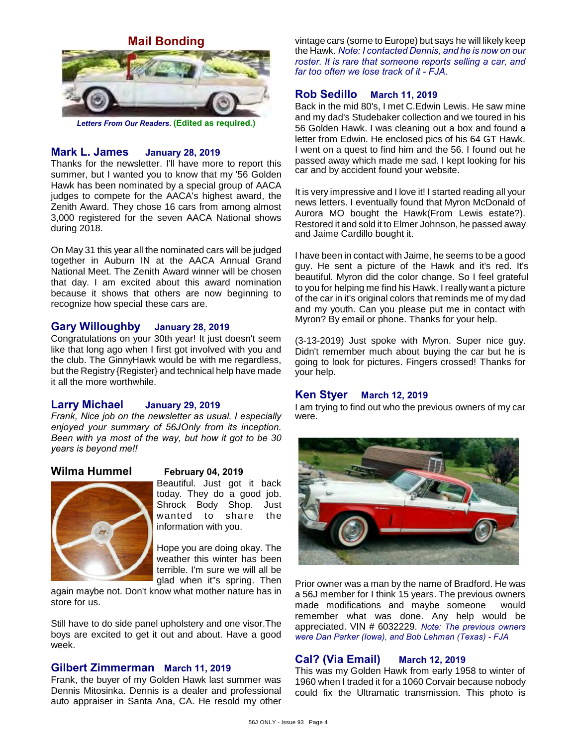## Mail Bonding

*Letters From Our Readers.* **(Edited as required.)**

### Mark L. James — January 28, 2019

Thanks for the newsletter. I'll have more to report this summer, but I wanted you to know that my '56 Golden Hawk has been nominated by a special group of AACA judges to compete for the AACA's highest award, the Zenith Award. They chose 16 cars from among almost 3,000 registered for the seven AACA National shows during 2018.

On May 31 this year all the nominated cars will be judged together in Auburn IN at the AACA Annual Grand National Meet. The Zenith Award winner will be chosen that day. I am excited about this award nomination because it shows that others are now beginning to recognize how special these cars are.

### Gary Willoughby — January 28, 2019

Congratulations on your 30th year! It just doesn't seem like that long ago when I first got involved with you and the club. The GinnyHawk would be with me regardless, but the Registry {Register} and technical help have made it all the more worthwhile.

### Larry Michael — January 29, 2019

*Frank, Nice job on the newsletter as usual. I especially enjoyed your summary of 56JOnly from its inception. Been with ya most of the way, but how it got to be 30 years is beyond me!!*

### Wilma Hummel — February 04, 2019

Beautiful. Just got it back today. They do a good job. Shrock Body Shop. Just wanted to share the information with you.

Hope you are doing okay. The weather this winter has been terrible. I'm sure we will all be glad when it"s spring. Then again maybe not. Don't know what mother nature has in store for us.

Still have to do side panel upholstery and one visor.The boys are excited to get it out and about. Have a good week.

### Gilbert Zimmerman — March 11, 2019

Frank, the buyer of my Golden Hawk last summer was Dennis Mitosinka. Dennis is a dealer and professional auto appraiser in Santa Ana, CA. He resold my other vintage cars (some to Europe) but says he will likely keep the Hawk. *Note: I contacted Dennis, and he is now on our roster. It is rare that someone reports selling a car, and far too often we lose track of it - FJA.*

### Rob Sedillo — March 11, 2019

Back in the mid 80's, I met C.Edwin Lewis. He saw mine and my dad's Studebaker collection and we toured in his 56 Golden Hawk. I was cleaning out a box and found a letter from Edwin. He enclosed pics of his 64 GT Hawk. I went on a quest to find him and the 56. I found out he passed away which made me sad. I kept looking for his car and by accident found your website.

It is very impressive and I love it! I started reading all your news letters. I eventually found that Myron McDonald of Aurora MO bought the Hawk(From Lewis estate?). Restored it and sold it to Elmer Johnson, he passed away and Jaime Cardillo bought it.

I have been in contact with Jaime, he seems to be a good guy. He sent a picture of the Hawk and it's red. It's beautiful. Myron did the color change. So I feel grateful to you for helping me find his Hawk. I really want a picture of the car in it's original colors that reminds me of my dad and my youth. Can you please put me in contact with Myron? By email or phone. Thanks for your help.

(3-13-2019) Just spoke with Myron. Super nice guy. Didn't remember much about buying the car but he is going to look for pictures. Fingers crossed! Thanks for your help.

### Ken Styer — March 12, 2019

I am trying to find out who the previous owners of my car were.

Prior owner was a man by the name of Bradford. He was a 56J member for I think 15 years. The previous owners made modifications and maybe someone would remember what was done. Any help would be appreciated. VIN # 6032229. *Note: The previous owners were Dan Parker (Iowa), and Bob Lehman (Texas) - FJA*

### Cal? (Via Email) — March 12, 2019

This was my Golden Hawk from early 1958 to winter of 1960 when I traded it for a 1060 Corvair because nobody could fix the Ultramatic transmission. This photo is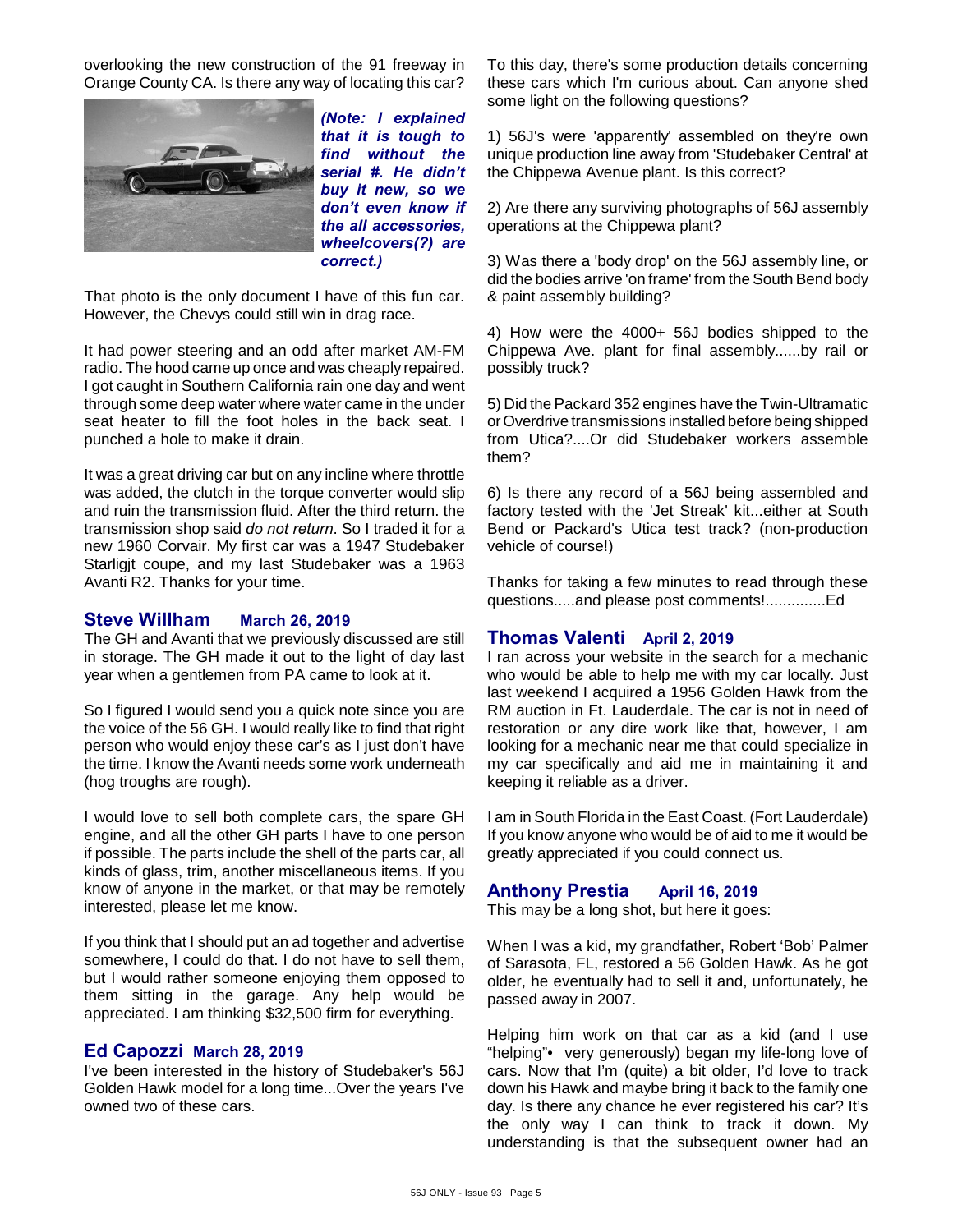overlooking the new construction of the 91 freeway in Orange County CA. Is there any way of locating this car?

***(Note: I explained that it is tough to find without the serial #. He didn't buy it new, so we don't even know if the all accessories, wheelcovers(?) are correct.)***

That photo is the only document I have of this fun car. However, the Chevys could still win in drag race.

It had power steering and an odd after market AM-FM radio. The hood came up once and was cheaply repaired. I got caught in Southern California rain one day and went through some deep water where water came in the under seat heater to fill the foot holes in the back seat. I punched a hole to make it drain.

It was a great driving car but on any incline where throttle was added, the clutch in the torque converter would slip and ruin the transmission fluid. After the third return. the transmission shop said *do not return*. So I traded it for a new 1960 Corvair. My first car was a 1947 Studebaker Starligjt coupe, and my last Studebaker was a 1963 Avanti R2. Thanks for your time.

## Steve Willham March 26, 2019

The GH and Avanti that we previously discussed are still in storage. The GH made it out to the light of day last year when a gentlemen from PA came to look at it.

So I figured I would send you a quick note since you are the voice of the 56 GH. I would really like to find that right person who would enjoy these car's as I just don't have the time. I know the Avanti needs some work underneath (hog troughs are rough).

I would love to sell both complete cars, the spare GH engine, and all the other GH parts I have to one person if possible. The parts include the shell of the parts car, all kinds of glass, trim, another miscellaneous items. If you know of anyone in the market, or that may be remotely interested, please let me know.

If you think that I should put an ad together and advertise somewhere, I could do that. I do not have to sell them, but I would rather someone enjoying them opposed to them sitting in the garage. Any help would be appreciated. I am thinking $32,500 firm for everything.

## Ed Capozzi March 28, 2019

I've been interested in the history of Studebaker's 56J Golden Hawk model for a long time...Over the years I've owned two of these cars.

To this day, there's some production details concerning these cars which I'm curious about. Can anyone shed some light on the following questions?

1) 56J's were 'apparently' assembled on they're own unique production line away from 'Studebaker Central' at the Chippewa Avenue plant. Is this correct?

2) Are there any surviving photographs of 56J assembly operations at the Chippewa plant?

3) Was there a 'body drop' on the 56J assembly line, or did the bodies arrive 'on frame' from the South Bend body & paint assembly building?

4) How were the 4000+ 56J bodies shipped to the Chippewa Ave. plant for final assembly......by rail or possibly truck?

5) Did the Packard 352 engines have the Twin-Ultramatic or Overdrive transmissions installed before being shipped from Utica?....Or did Studebaker workers assemble them?

6) Is there any record of a 56J being assembled and factory tested with the 'Jet Streak' kit...either at South Bend or Packard's Utica test track? (non-production vehicle of course!)

Thanks for taking a few minutes to read through these questions.....and please post comments!..............Ed

## Thomas Valenti April 2, 2019

I ran across your website in the search for a mechanic who would be able to help me with my car locally. Just last weekend I acquired a 1956 Golden Hawk from the RM auction in Ft. Lauderdale. The car is not in need of restoration or any dire work like that, however, I am looking for a mechanic near me that could specialize in my car specifically and aid me in maintaining it and keeping it reliable as a driver.

I am in South Florida in the East Coast. (Fort Lauderdale) If you know anyone who would be of aid to me it would be greatly appreciated if you could connect us.

## Anthony Prestia April 16, 2019

This may be a long shot, but here it goes:

When I was a kid, my grandfather, Robert 'Bob' Palmer of Sarasota, FL, restored a 56 Golden Hawk. As he got older, he eventually had to sell it and, unfortunately, he passed away in 2007.

Helping him work on that car as a kid (and I use "helping"• very generously) began my life-long love of cars. Now that I'm (quite) a bit older, I'd love to track down his Hawk and maybe bring it back to the family one day. Is there any chance he ever registered his car? It's the only way I can think to track it down. My understanding is that the subsequent owner had an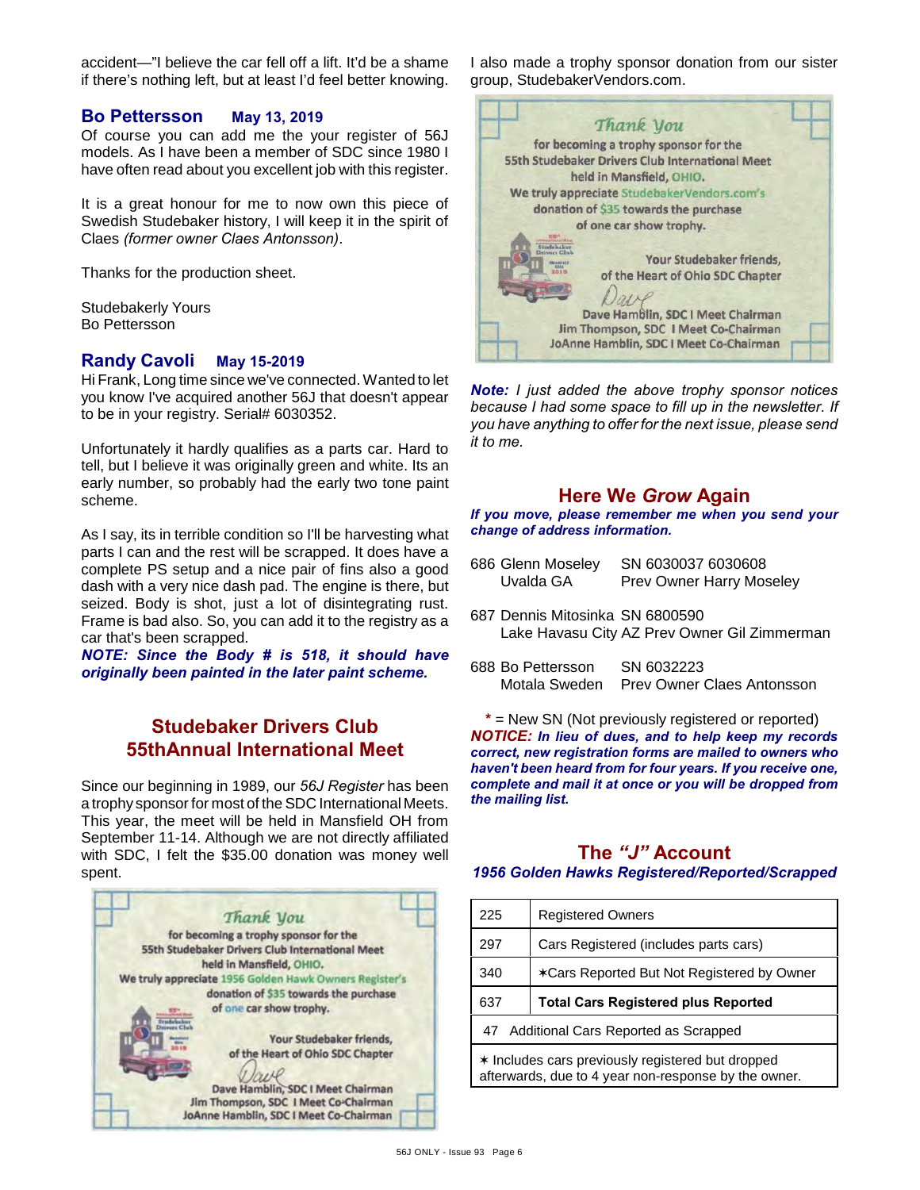accident—"I believe the car fell off a lift. It'd be a shame if there's nothing left, but at least I'd feel better knowing.

### Bo Pettersson May 13, 2019

Of course you can add me the your register of 56J models. As I have been a member of SDC since 1980 I have often read about you excellent job with this register.

It is a great honour for me to now own this piece of Swedish Studebaker history, I will keep it in the spirit of Claes *(former owner Claes Antonsson)*.

Thanks for the production sheet.

Studebakerly Yours
Bo Pettersson

### Randy Cavoli May 15-2019

Hi Frank, Long time since we've connected. Wanted to let you know I've acquired another 56J that doesn't appear to be in your registry. Serial# 6030352.

Unfortunately it hardly qualifies as a parts car. Hard to tell, but I believe it was originally green and white. Its an early number, so probably had the early two tone paint scheme.

As I say, its in terrible condition so I'll be harvesting what parts I can and the rest will be scrapped. It does have a complete PS setup and a nice pair of fins also a good dash with a very nice dash pad. The engine is there, but seized. Body is shot, just a lot of disintegrating rust. Frame is bad also. So, you can add it to the registry as a car that's been scrapped.

***NOTE: Since the Body # is 518, it should have originally been painted in the later paint scheme.***

## Studebaker Drivers Club 55thAnnual International Meet

Since our beginning in 1989, our *56J Register* has been a trophy sponsor for most of the SDC International Meets. This year, the meet will be held in Mansfield OH from September 11-14. Although we are not directly affiliated with SDC, I felt the $35.00 donation was money well spent.

Thank You
for becoming a trophy sponsor for the
55th Studebaker Drivers Club International Meet
held in Mansfield, OHIO.
We truly appreciate 1956 Golden Hawk Owners Register's
donation of $35 towards the purchase
of one car show trophy.

Your Studebaker friends,
of the Heart of Ohio SDC Chapter

Dave
Dave Hamblin, SDC I Meet Chairman
Jim Thompson, SDC I Meet Co-Chairman
JoAnne Hamblin, SDC I Meet Co-Chairman

I also made a trophy sponsor donation from our sister group, StudebakerVendors.com.

Thank You
for becoming a trophy sponsor for the
55th Studebaker Drivers Club International Meet
held in Mansfield, OHIO.
We truly appreciate StudebakerVendors.com's
donation of $35 towards the purchase
of one car show trophy.

Your Studebaker friends,
of the Heart of Ohio SDC Chapter

Dave
Dave Hamblin, SDC I Meet Chairman
Jim Thompson, SDC I Meet Co-Chairman
JoAnne Hamblin, SDC I Meet Co-Chairman

***Note:*** *I just added the above trophy sponsor notices because I had some space to fill up in the newsletter. If you have anything to offer for the next issue, please send it to me.*

## Here We *Grow* Again

***If you move, please remember me when you send your change of address information.***

686 Glenn Moseley SN 6030037 6030608
Uvalda GA Prev Owner Harry Moseley

687 Dennis Mitosinka SN 6800590
Lake Havasu City AZ Prev Owner Gil Zimmerman

688 Bo Pettersson SN 6032223
Motala Sweden Prev Owner Claes Antonsson

\* = New SN (Not previously registered or reported)

***NOTICE: In lieu of dues, and to help keep my records correct, new registration forms are mailed to owners who haven't been heard from for four years. If you receive one, complete and mail it at once or you will be dropped from the mailing list.***

## The *"J"* Account

***1956 Golden Hawks Registered/Reported/Scrapped***

| | |
|---|---|
| 225 | Registered Owners |
| 297 | Cars Registered (includes parts cars) |
| 340 | ✶Cars Reported But Not Registered by Owner |
| 637 | **Total Cars Registered plus Reported** |
| 47 | Additional Cars Reported as Scrapped |

✶ Includes cars previously registered but dropped afterwards, due to 4 year non-response by the owner.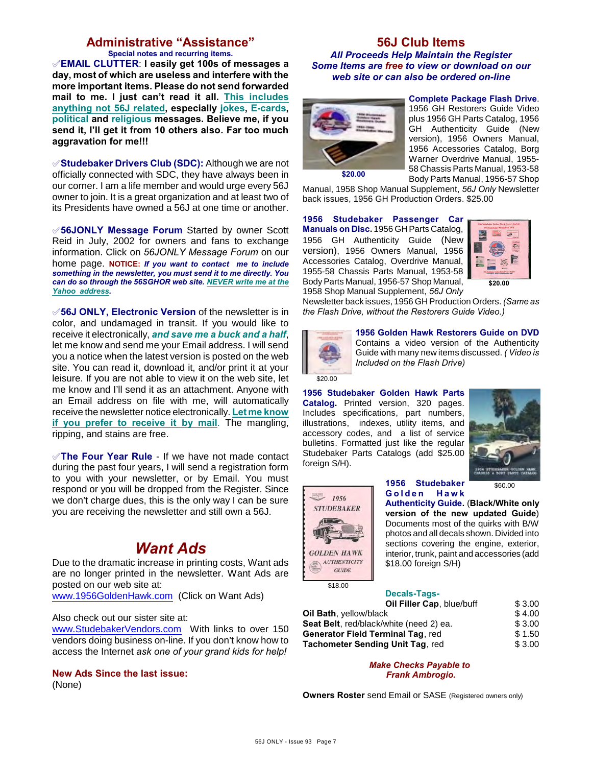## Administrative "Assistance"

**Special notes and recurring items.**

✐**EMAIL CLUTTER**: **I easily get 100s of messages a day, most of which are useless and interfere with the more important items. Please do not send forwarded mail to me. I just can't read it all. This includes anything not 56J related, especially jokes, E-cards, political and religious messages. Believe me, if you send it, I'll get it from 10 others also. Far too much aggravation for me!!!**

✐**Studebaker Drivers Club (SDC):** Although we are not officially connected with SDC, they have always been in our corner. I am a life member and would urge every 56J owner to join. It is a great organization and at least two of its Presidents have owned a 56J at one time or another.

✐**56JONLY Message Forum** Started by owner Scott Reid in July, 2002 for owners and fans to exchange information. Click on *56JONLY Message Forum* on our home page. **NOTICE:** ***If you want to contact me to include something in the newsletter, you must send it to me directly. You can do so through the 56SGHOR web site. NEVER write me at the Yahoo address.***

✐**56J ONLY, Electronic Version** of the newsletter is in color, and undamaged in transit. If you would like to receive it electronically, ***and save me a buck and a half***, let me know and send me your Email address. I will send you a notice when the latest version is posted on the web site. You can read it, download it, and/or print it at your leisure. If you are not able to view it on the web site, let me know and I'll send it as an attachment. Anyone with an Email address on file with me, will automatically receive the newsletter notice electronically. **Let me know if you prefer to receive it by mail**. The mangling, ripping, and stains are free.

✐**The Four Year Rule** - If we have not made contact during the past four years, I will send a registration form to you with your newsletter, or by Email. You must respond or you will be dropped from the Register. Since we don't charge dues, this is the only way I can be sure you are receiving the newsletter and still own a 56J.

## *Want Ads*

Due to the dramatic increase in printing costs, Want ads are no longer printed in the newsletter. Want Ads are posted on our web site at:
www.1956GoldenHawk.com (Click on Want Ads)

Also check out our sister site at:
www.StudebakerVendors.com With links to over 150 vendors doing business on-line. If you don't know how to access the Internet *ask one of your grand kids for help!*

**New Ads Since the last issue:**
(None)

## 56J Club Items

***All Proceeds Help Maintain the Register***
***Some Items are free to view or download on our web site or can also be ordered on-line***

**Complete Package Flash Drive**. 1956 GH Restorers Guide Video plus 1956 GH Parts Catalog, 1956 GH Authenticity Guide (New version), 1956 Owners Manual, 1956 Accessories Catalog, Borg Warner Overdrive Manual, 1955-58 Chassis Parts Manual, 1953-58 Body Parts Manual, 1956-57 Shop Manual, 1958 Shop Manual Supplement, *56J Only* Newsletter back issues, 1956 GH Production Orders. $25.00

**$20.00**

**1956 Studebaker Passenger Car Manuals on Disc.** 1956 GH Parts Catalog, 1956 GH Authenticity Guide (New version), 1956 Owners Manual, 1956 Accessories Catalog, Overdrive Manual, 1955-58 Chassis Parts Manual, 1953-58 Body Parts Manual, 1956-57 Shop Manual, 1958 Shop Manual Supplement, *56J Only* Newsletter back issues, 1956 GH Production Orders. *(Same as the Flash Drive, without the Restorers Guide Video.)*

**$20.00**

**1956 Golden Hawk Restorers Guide on DVD** Contains a video version of the Authenticity Guide with many new items discussed. *( Video is Included on the Flash Drive)*

$20.00

**1956 Studebaker Golden Hawk Parts Catalog.** Printed version, 320 pages. Includes specifications, part numbers, illustrations, indexes, utility items, and accessory codes, and a list of service bulletins. Formatted just like the regular Studebaker Parts Catalogs (add $25.00 foreign S/H).

$60.00

**1956 Studebaker Golden Hawk Authenticity Guide.** (**Black/White only version of the new updated Guide**) Documents most of the quirks with B/W photos and all decals shown. Divided into sections covering the engine, exterior, interior, trunk, paint and accessories (add $18.00 foreign S/H)

$18.00

**Decals-Tags-**

| Item | Price |
|---|---|
| **Oil Filler Cap**, blue/buff | $ 3.00 |
| **Oil Bath**, yellow/black | $ 4.00 |
| **Seat Belt**, red/black/white (need 2) ea. | $ 3.00 |
| **Generator Field Terminal Tag**, red | $ 1.50 |
| **Tachometer Sending Unit Tag**, red | $ 3.00 |

***Make Checks Payable to Frank Ambrogio.***

**Owners Roster** send Email or SASE (Registered owners only)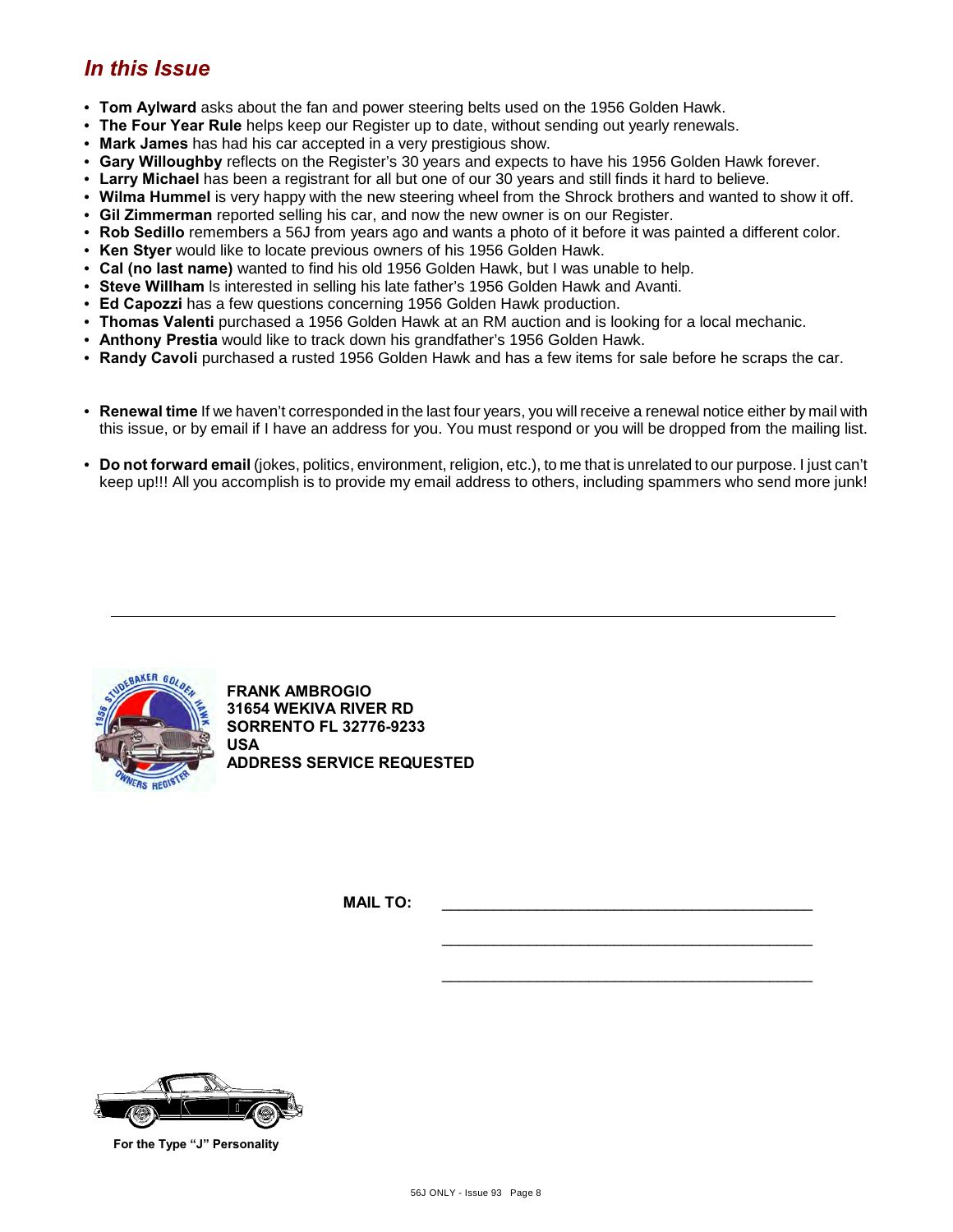## *In this Issue*

- **Tom Aylward** asks about the fan and power steering belts used on the 1956 Golden Hawk.
- **The Four Year Rule** helps keep our Register up to date, without sending out yearly renewals.
- **Mark James** has had his car accepted in a very prestigious show.
- **Gary Willoughby** reflects on the Register's 30 years and expects to have his 1956 Golden Hawk forever.
- **Larry Michael** has been a registrant for all but one of our 30 years and still finds it hard to believe.
- **Wilma Hummel** is very happy with the new steering wheel from the Shrock brothers and wanted to show it off.
- **Gil Zimmerman** reported selling his car, and now the new owner is on our Register.
- **Rob Sedillo** remembers a 56J from years ago and wants a photo of it before it was painted a different color.
- **Ken Styer** would like to locate previous owners of his 1956 Golden Hawk.
- **Cal (no last name)** wanted to find his old 1956 Golden Hawk, but I was unable to help.
- **Steve Willham** Is interested in selling his late father's 1956 Golden Hawk and Avanti.
- **Ed Capozzi** has a few questions concerning 1956 Golden Hawk production.
- **Thomas Valenti** purchased a 1956 Golden Hawk at an RM auction and is looking for a local mechanic.
- **Anthony Prestia** would like to track down his grandfather's 1956 Golden Hawk.
- **Randy Cavoli** purchased a rusted 1956 Golden Hawk and has a few items for sale before he scraps the car.

- **Renewal time** If we haven't corresponded in the last four years, you will receive a renewal notice either by mail with this issue, or by email if I have an address for you. You must respond or you will be dropped from the mailing list.

- **Do not forward email** (jokes, politics, environment, religion, etc.), to me that is unrelated to our purpose. I just can't keep up!!! All you accomplish is to provide my email address to others, including spammers who send more junk!

---

1956 STUDEBAKER GOLDEN HAWK OWNERS REGISTER

**FRANK AMBROGIO**
**31654 WEKIVA RIVER RD**
**SORRENTO FL 32776-9233**
**USA**
**ADDRESS SERVICE REQUESTED**

**MAIL TO:** ______________________________________

______________________________________

______________________________________

**For the Type "J" Personality**